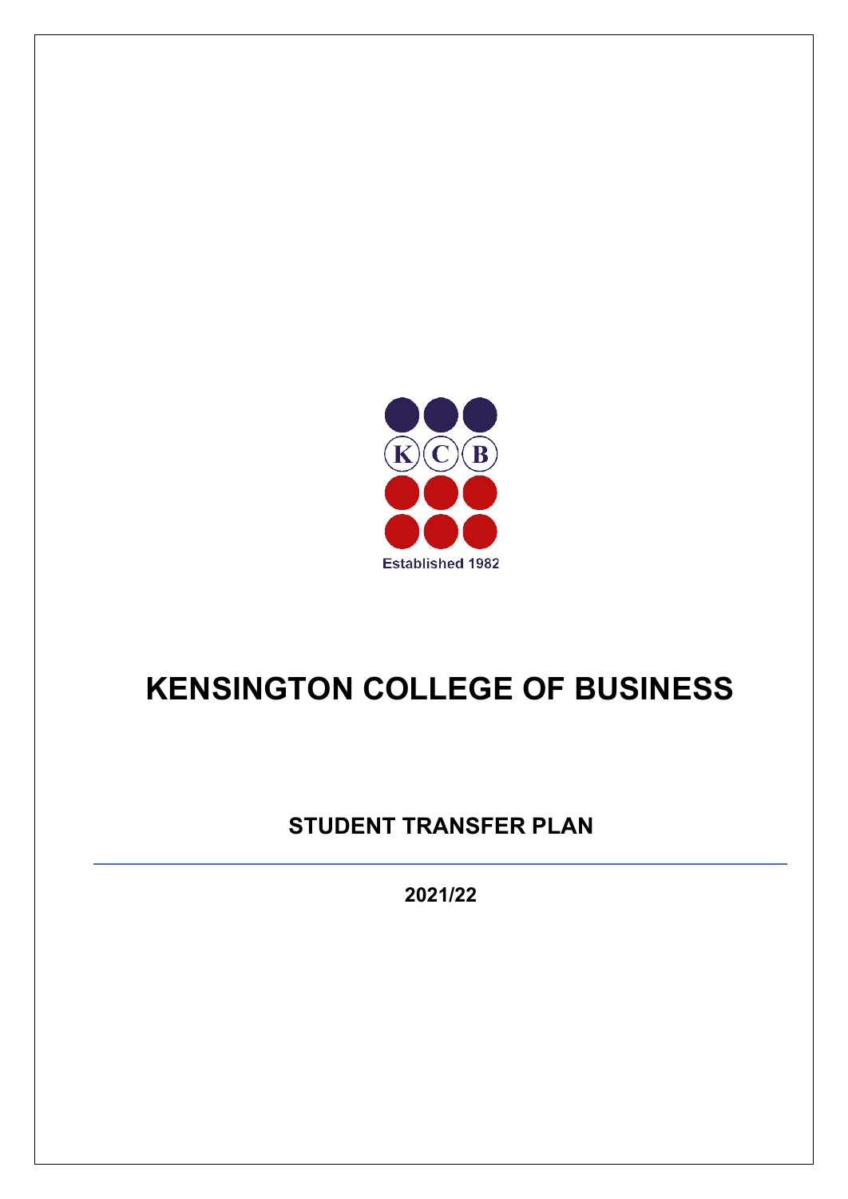K C B

Established 1982

# KENSINGTON COLLEGE OF BUSINESS

## STUDENT TRANSFER PLAN

**2021/22**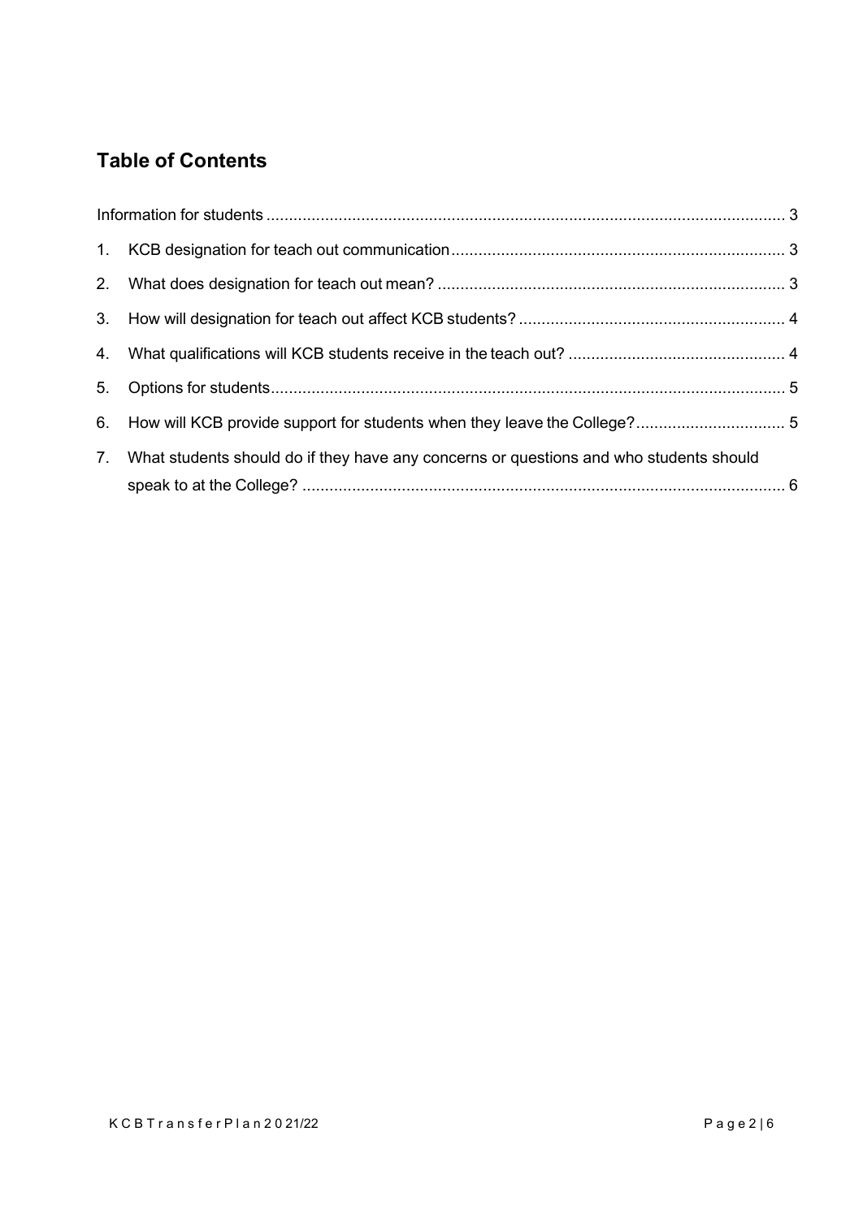## Table of Contents

Information for students ........................................................................................................ 3

1. KCB designation for teach out communication ......................................................................... 3
2. What does designation for teach out mean? ............................................................................ 3
3. How will designation for teach out affect KCB students? ........................................................... 4
4. What qualifications will KCB students receive in the teach out? ................................................ 4
5. Options for students ................................................................................................................. 5
6. How will KCB provide support for students when they leave the College? ................................. 5
7. What students should do if they have any concerns or questions and who students should speak to at the College? ........................................................................................................... 6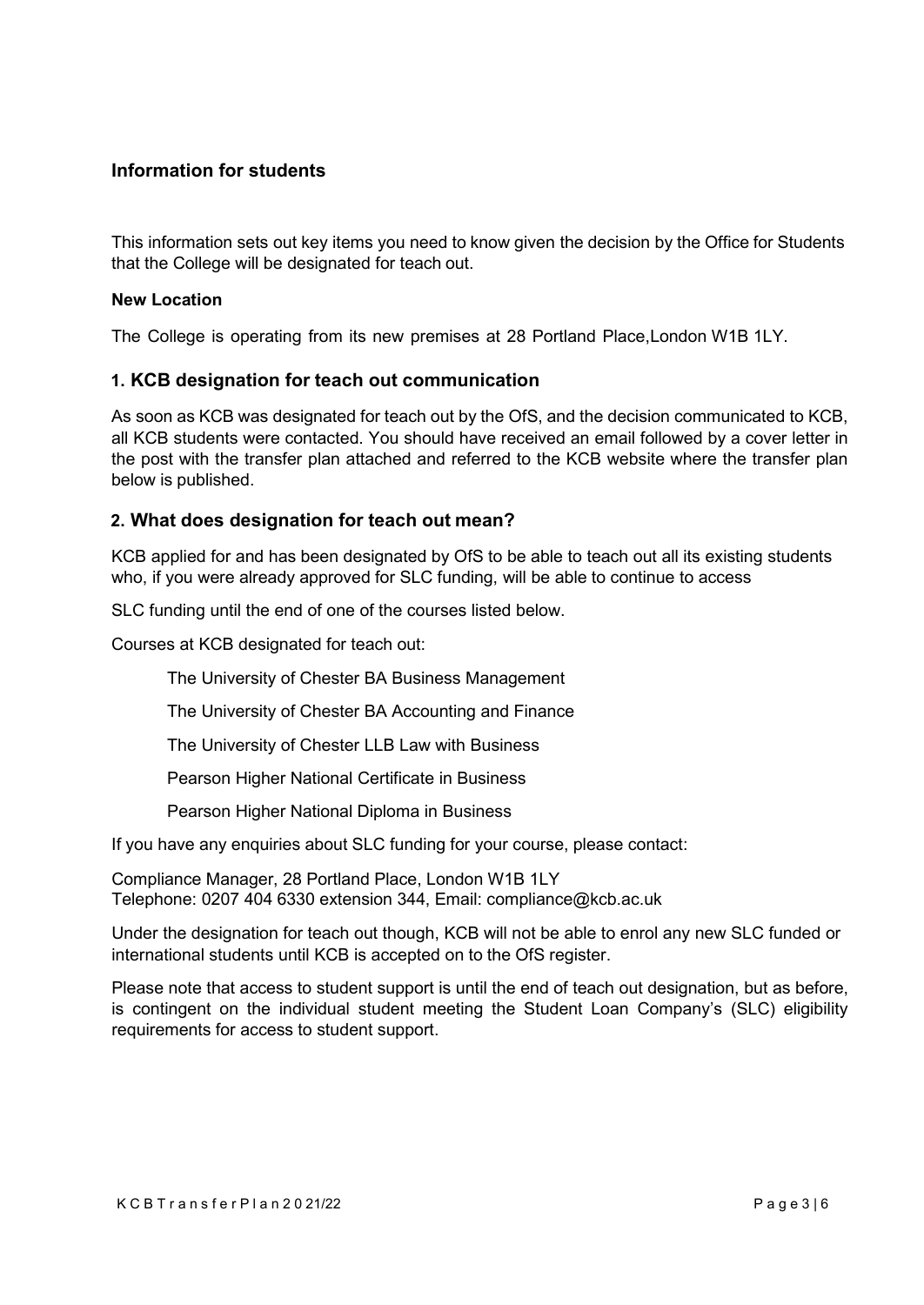## Information for students

This information sets out key items you need to know given the decision by the Office for Students that the College will be designated for teach out.

**New Location**

The College is operating from its new premises at 28 Portland Place,London W1B 1LY.

### 1. KCB designation for teach out communication

As soon as KCB was designated for teach out by the OfS, and the decision communicated to KCB, all KCB students were contacted. You should have received an email followed by a cover letter in the post with the transfer plan attached and referred to the KCB website where the transfer plan below is published.

### 2. What does designation for teach out mean?

KCB applied for and has been designated by OfS to be able to teach out all its existing students who, if you were already approved for SLC funding, will be able to continue to access

SLC funding until the end of one of the courses listed below.

Courses at KCB designated for teach out:

- The University of Chester BA Business Management
- The University of Chester BA Accounting and Finance
- The University of Chester LLB Law with Business
- Pearson Higher National Certificate in Business
- Pearson Higher National Diploma in Business

If you have any enquiries about SLC funding for your course, please contact:

Compliance Manager, 28 Portland Place, London W1B 1LY
Telephone: 0207 404 6330 extension 344, Email: compliance@kcb.ac.uk

Under the designation for teach out though, KCB will not be able to enrol any new SLC funded or international students until KCB is accepted on to the OfS register.

Please note that access to student support is until the end of teach out designation, but as before, is contingent on the individual student meeting the Student Loan Company's (SLC) eligibility requirements for access to student support.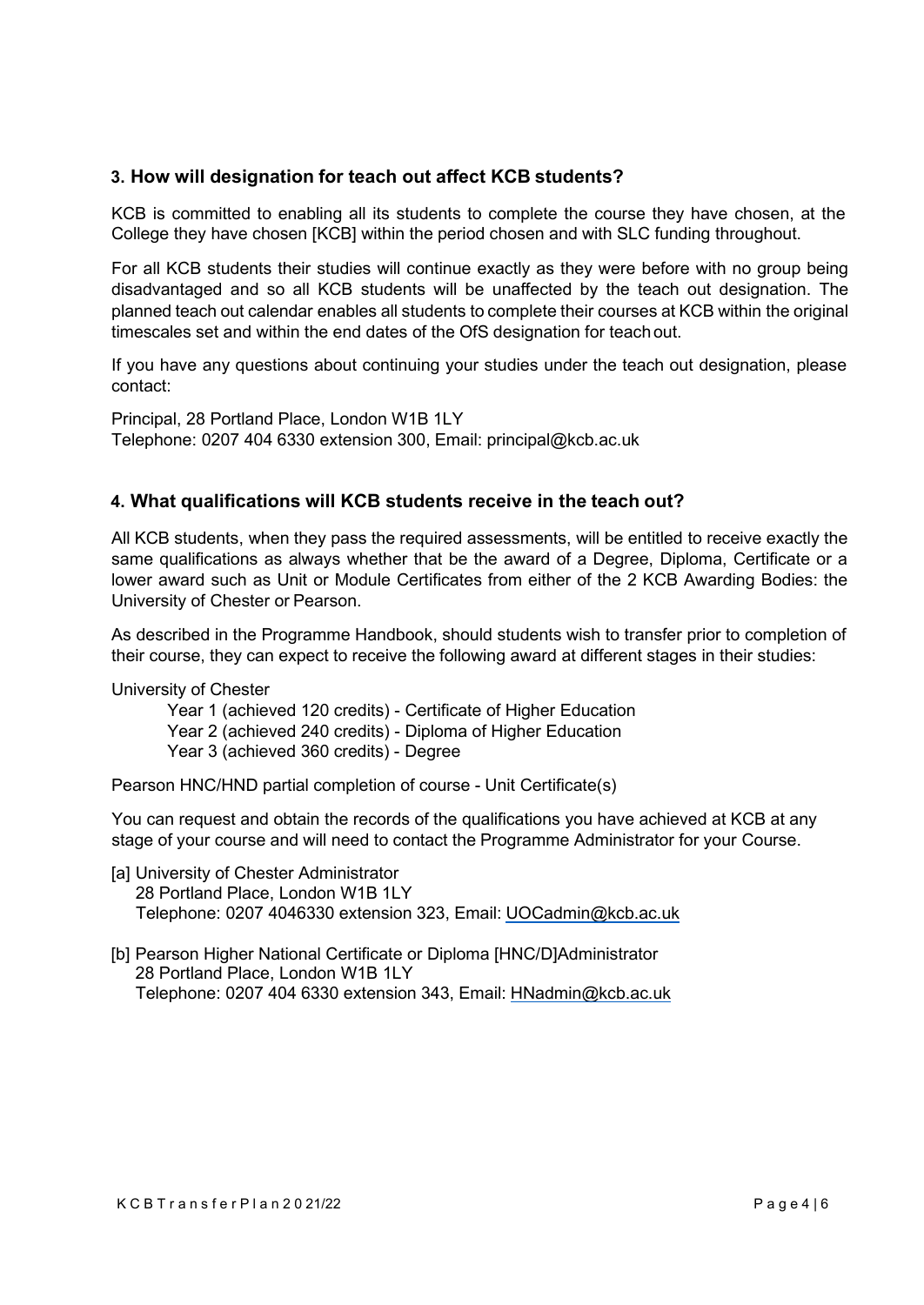## 3. How will designation for teach out affect KCB students?

KCB is committed to enabling all its students to complete the course they have chosen, at the College they have chosen [KCB] within the period chosen and with SLC funding throughout.

For all KCB students their studies will continue exactly as they were before with no group being disadvantaged and so all KCB students will be unaffected by the teach out designation. The planned teach out calendar enables all students to complete their courses at KCB within the original timescales set and within the end dates of the OfS designation for teach out.

If you have any questions about continuing your studies under the teach out designation, please contact:

Principal, 28 Portland Place, London W1B 1LY
Telephone: 0207 404 6330 extension 300, Email: principal@kcb.ac.uk

## 4. What qualifications will KCB students receive in the teach out?

All KCB students, when they pass the required assessments, will be entitled to receive exactly the same qualifications as always whether that be the award of a Degree, Diploma, Certificate or a lower award such as Unit or Module Certificates from either of the 2 KCB Awarding Bodies: the University of Chester or Pearson.

As described in the Programme Handbook, should students wish to transfer prior to completion of their course, they can expect to receive the following award at different stages in their studies:

University of Chester

- Year 1 (achieved 120 credits) - Certificate of Higher Education
- Year 2 (achieved 240 credits) - Diploma of Higher Education
- Year 3 (achieved 360 credits) - Degree

Pearson HNC/HND partial completion of course - Unit Certificate(s)

You can request and obtain the records of the qualifications you have achieved at KCB at any stage of your course and will need to contact the Programme Administrator for your Course.

[a] University of Chester Administrator
28 Portland Place, London W1B 1LY
Telephone: 0207 4046330 extension 323, Email: UOCadmin@kcb.ac.uk

[b] Pearson Higher National Certificate or Diploma [HNC/D]Administrator
28 Portland Place, London W1B 1LY
Telephone: 0207 404 6330 extension 343, Email: HNadmin@kcb.ac.uk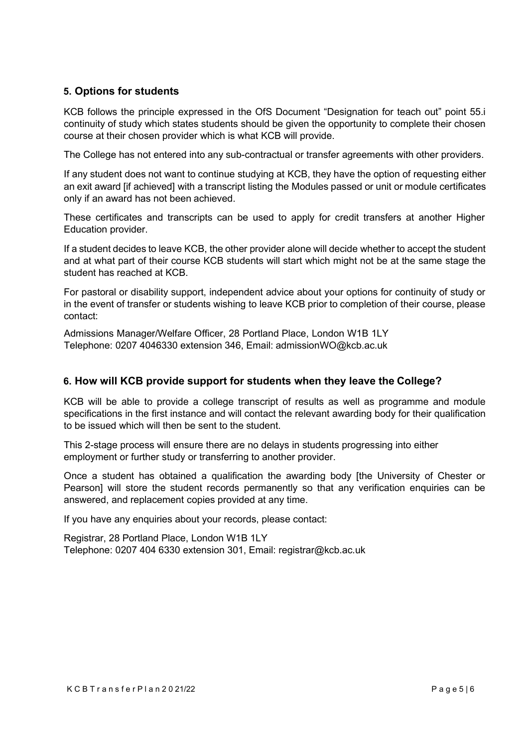## 5. Options for students

KCB follows the principle expressed in the OfS Document "Designation for teach out" point 55.i continuity of study which states students should be given the opportunity to complete their chosen course at their chosen provider which is what KCB will provide.

The College has not entered into any sub-contractual or transfer agreements with other providers.

If any student does not want to continue studying at KCB, they have the option of requesting either an exit award [if achieved] with a transcript listing the Modules passed or unit or module certificates only if an award has not been achieved.

These certificates and transcripts can be used to apply for credit transfers at another Higher Education provider.

If a student decides to leave KCB, the other provider alone will decide whether to accept the student and at what part of their course KCB students will start which might not be at the same stage the student has reached at KCB.

For pastoral or disability support, independent advice about your options for continuity of study or in the event of transfer or students wishing to leave KCB prior to completion of their course, please contact:

Admissions Manager/Welfare Officer, 28 Portland Place, London W1B 1LY
Telephone: 0207 4046330 extension 346, Email: admissionWO@kcb.ac.uk

## 6. How will KCB provide support for students when they leave the College?

KCB will be able to provide a college transcript of results as well as programme and module specifications in the first instance and will contact the relevant awarding body for their qualification to be issued which will then be sent to the student.

This 2-stage process will ensure there are no delays in students progressing into either employment or further study or transferring to another provider.

Once a student has obtained a qualification the awarding body [the University of Chester or Pearson] will store the student records permanently so that any verification enquiries can be answered, and replacement copies provided at any time.

If you have any enquiries about your records, please contact:

Registrar, 28 Portland Place, London W1B 1LY
Telephone: 0207 404 6330 extension 301, Email: registrar@kcb.ac.uk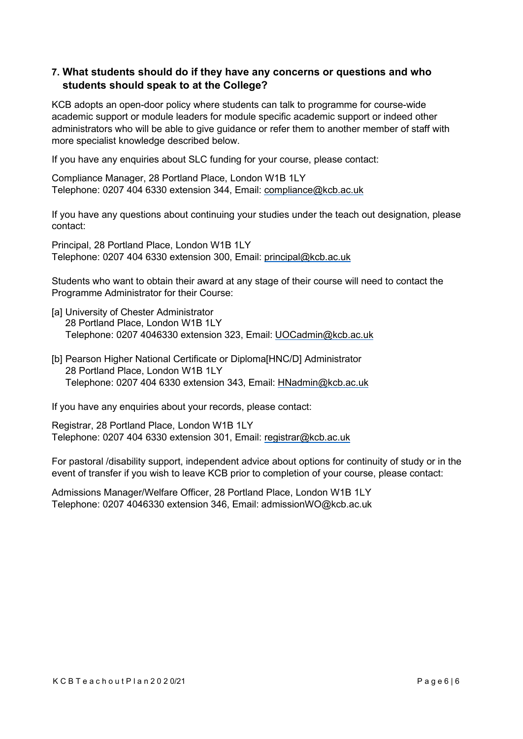## 7. What students should do if they have any concerns or questions and who students should speak to at the College?

KCB adopts an open-door policy where students can talk to programme for course-wide academic support or module leaders for module specific academic support or indeed other administrators who will be able to give guidance or refer them to another member of staff with more specialist knowledge described below.

If you have any enquiries about SLC funding for your course, please contact:

Compliance Manager, 28 Portland Place, London W1B 1LY
Telephone: 0207 404 6330 extension 344, Email: compliance@kcb.ac.uk

If you have any questions about continuing your studies under the teach out designation, please contact:

Principal, 28 Portland Place, London W1B 1LY
Telephone: 0207 404 6330 extension 300, Email: principal@kcb.ac.uk

Students who want to obtain their award at any stage of their course will need to contact the Programme Administrator for their Course:

[a] University of Chester Administrator
28 Portland Place, London W1B 1LY
Telephone: 0207 4046330 extension 323, Email: UOCadmin@kcb.ac.uk

[b] Pearson Higher National Certificate or Diploma[HNC/D] Administrator
28 Portland Place, London W1B 1LY
Telephone: 0207 404 6330 extension 343, Email: HNadmin@kcb.ac.uk

If you have any enquiries about your records, please contact:

Registrar, 28 Portland Place, London W1B 1LY
Telephone: 0207 404 6330 extension 301, Email: registrar@kcb.ac.uk

For pastoral /disability support, independent advice about options for continuity of study or in the event of transfer if you wish to leave KCB prior to completion of your course, please contact:

Admissions Manager/Welfare Officer, 28 Portland Place, London W1B 1LY
Telephone: 0207 4046330 extension 346, Email: admissionWO@kcb.ac.uk